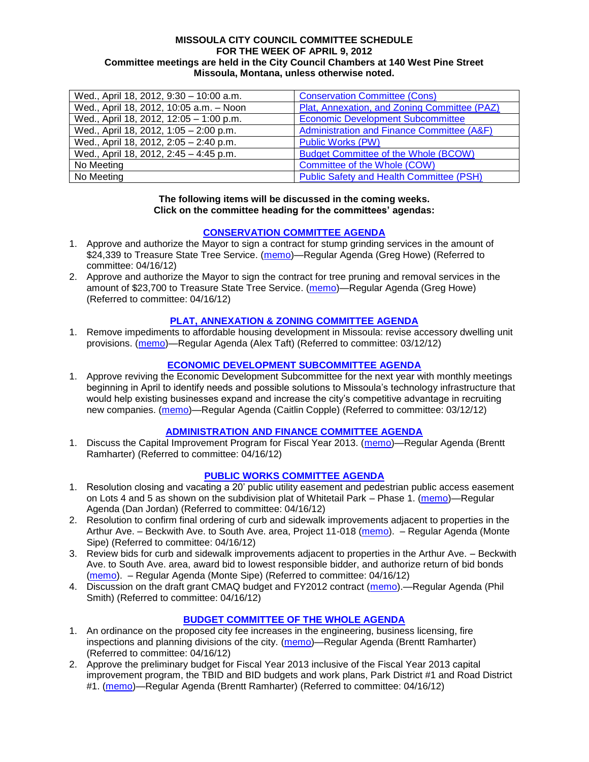**MISSOULA CITY COUNCIL COMMITTEE SCHEDULE**
**FOR THE WEEK OF APRIL 9, 2012**
**Committee meetings are held in the City Council Chambers at 140 West Pine Street**
**Missoula, Montana, unless otherwise noted.**

| | |
|---|---|
| Wed., April 18, 2012, 9:30 – 10:00 a.m. | Conservation Committee (Cons) |
| Wed., April 18, 2012, 10:05 a.m. – Noon | Plat, Annexation, and Zoning Committee (PAZ) |
| Wed., April 18, 2012, 12:05 – 1:00 p.m. | Economic Development Subcommittee |
| Wed., April 18, 2012, 1:05 – 2:00 p.m. | Administration and Finance Committee (A&F) |
| Wed., April 18, 2012, 2:05 – 2:40 p.m. | Public Works (PW) |
| Wed., April 18, 2012, 2:45 – 4:45 p.m. | Budget Committee of the Whole (BCOW) |
| No Meeting | Committee of the Whole (COW) |
| No Meeting | Public Safety and Health Committee (PSH) |

**The following items will be discussed in the coming weeks.**
**Click on the committee heading for the committees' agendas:**

## CONSERVATION COMMITTEE AGENDA

1. Approve and authorize the Mayor to sign a contract for stump grinding services in the amount of $24,339 to Treasure State Tree Service. (memo)—Regular Agenda (Greg Howe) (Referred to committee: 04/16/12)
2. Approve and authorize the Mayor to sign the contract for tree pruning and removal services in the amount of $23,700 to Treasure State Tree Service. (memo)—Regular Agenda (Greg Howe) (Referred to committee: 04/16/12)

## PLAT, ANNEXATION & ZONING COMMITTEE AGENDA

1. Remove impediments to affordable housing development in Missoula: revise accessory dwelling unit provisions. (memo)—Regular Agenda (Alex Taft) (Referred to committee: 03/12/12)

## ECONOMIC DEVELOPMENT SUBCOMMITTEE AGENDA

1. Approve reviving the Economic Development Subcommittee for the next year with monthly meetings beginning in April to identify needs and possible solutions to Missoula's technology infrastructure that would help existing businesses expand and increase the city's competitive advantage in recruiting new companies. (memo)—Regular Agenda (Caitlin Copple) (Referred to committee: 03/12/12)

## ADMINISTRATION AND FINANCE COMMITTEE AGENDA

1. Discuss the Capital Improvement Program for Fiscal Year 2013. (memo)—Regular Agenda (Brentt Ramharter) (Referred to committee: 04/16/12)

## PUBLIC WORKS COMMITTEE AGENDA

1. Resolution closing and vacating a 20' public utility easement and pedestrian public access easement on Lots 4 and 5 as shown on the subdivision plat of Whitetail Park – Phase 1. (memo)—Regular Agenda (Dan Jordan) (Referred to committee: 04/16/12)
2. Resolution to confirm final ordering of curb and sidewalk improvements adjacent to properties in the Arthur Ave. – Beckwith Ave. to South Ave. area, Project 11-018 (memo). – Regular Agenda (Monte Sipe) (Referred to committee: 04/16/12)
3. Review bids for curb and sidewalk improvements adjacent to properties in the Arthur Ave. – Beckwith Ave. to South Ave. area, award bid to lowest responsible bidder, and authorize return of bid bonds (memo). – Regular Agenda (Monte Sipe) (Referred to committee: 04/16/12)
4. Discussion on the draft grant CMAQ budget and FY2012 contract (memo).—Regular Agenda (Phil Smith) (Referred to committee: 04/16/12)

## BUDGET COMMITTEE OF THE WHOLE AGENDA

1. An ordinance on the proposed city fee increases in the engineering, business licensing, fire inspections and planning divisions of the city. (memo)—Regular Agenda (Brentt Ramharter) (Referred to committee: 04/16/12)
2. Approve the preliminary budget for Fiscal Year 2013 inclusive of the Fiscal Year 2013 capital improvement program, the TBID and BID budgets and work plans, Park District #1 and Road District #1. (memo)—Regular Agenda (Brentt Ramharter) (Referred to committee: 04/16/12)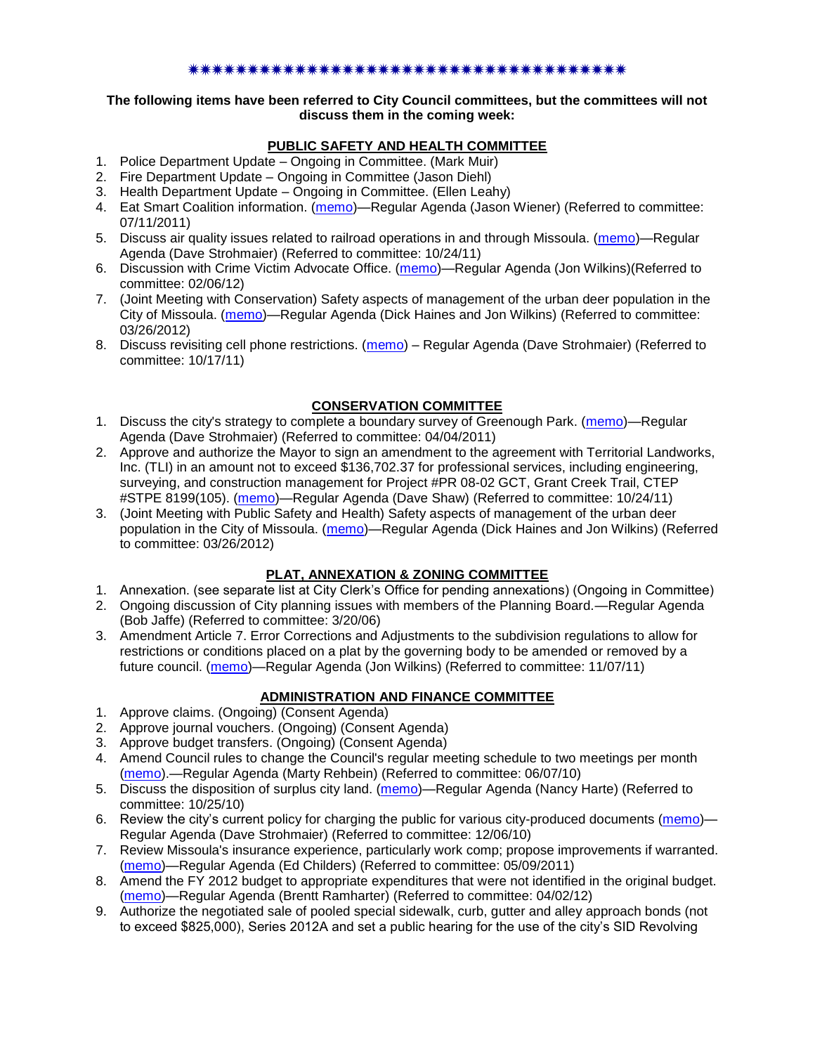✷✷✷✷✷✷✷✷✷✷✷✷✷✷✷✷✷✷✷✷✷✷✷✷✷✷✷✷✷✷✷✷✷✷✷✷✷✷✷✷

**The following items have been referred to City Council committees, but the committees will not discuss them in the coming week:**

**PUBLIC SAFETY AND HEALTH COMMITTEE**

1. Police Department Update – Ongoing in Committee. (Mark Muir)
2. Fire Department Update – Ongoing in Committee (Jason Diehl)
3. Health Department Update – Ongoing in Committee. (Ellen Leahy)
4. Eat Smart Coalition information. (memo)—Regular Agenda (Jason Wiener) (Referred to committee: 07/11/2011)
5. Discuss air quality issues related to railroad operations in and through Missoula. (memo)—Regular Agenda (Dave Strohmaier) (Referred to committee: 10/24/11)
6. Discussion with Crime Victim Advocate Office. (memo)—Regular Agenda (Jon Wilkins)(Referred to committee: 02/06/12)
7. (Joint Meeting with Conservation) Safety aspects of management of the urban deer population in the City of Missoula. (memo)—Regular Agenda (Dick Haines and Jon Wilkins) (Referred to committee: 03/26/2012)
8. Discuss revisiting cell phone restrictions. (memo) – Regular Agenda (Dave Strohmaier) (Referred to committee: 10/17/11)

**CONSERVATION COMMITTEE**

1. Discuss the city's strategy to complete a boundary survey of Greenough Park. (memo)—Regular Agenda (Dave Strohmaier) (Referred to committee: 04/04/2011)
2. Approve and authorize the Mayor to sign an amendment to the agreement with Territorial Landworks, Inc. (TLI) in an amount not to exceed $136,702.37 for professional services, including engineering, surveying, and construction management for Project #PR 08-02 GCT, Grant Creek Trail, CTEP #STPE 8199(105). (memo)—Regular Agenda (Dave Shaw) (Referred to committee: 10/24/11)
3. (Joint Meeting with Public Safety and Health) Safety aspects of management of the urban deer population in the City of Missoula. (memo)—Regular Agenda (Dick Haines and Jon Wilkins) (Referred to committee: 03/26/2012)

**PLAT, ANNEXATION & ZONING COMMITTEE**

1. Annexation. (see separate list at City Clerk's Office for pending annexations) (Ongoing in Committee)
2. Ongoing discussion of City planning issues with members of the Planning Board.—Regular Agenda (Bob Jaffe) (Referred to committee: 3/20/06)
3. Amendment Article 7. Error Corrections and Adjustments to the subdivision regulations to allow for restrictions or conditions placed on a plat by the governing body to be amended or removed by a future council. (memo)—Regular Agenda (Jon Wilkins) (Referred to committee: 11/07/11)

**ADMINISTRATION AND FINANCE COMMITTEE**

1. Approve claims. (Ongoing) (Consent Agenda)
2. Approve journal vouchers. (Ongoing) (Consent Agenda)
3. Approve budget transfers. (Ongoing) (Consent Agenda)
4. Amend Council rules to change the Council's regular meeting schedule to two meetings per month (memo).—Regular Agenda (Marty Rehbein) (Referred to committee: 06/07/10)
5. Discuss the disposition of surplus city land. (memo)—Regular Agenda (Nancy Harte) (Referred to committee: 10/25/10)
6. Review the city's current policy for charging the public for various city-produced documents (memo)—Regular Agenda (Dave Strohmaier) (Referred to committee: 12/06/10)
7. Review Missoula's insurance experience, particularly work comp; propose improvements if warranted. (memo)—Regular Agenda (Ed Childers) (Referred to committee: 05/09/2011)
8. Amend the FY 2012 budget to appropriate expenditures that were not identified in the original budget. (memo)—Regular Agenda (Brentt Ramharter) (Referred to committee: 04/02/12)
9. Authorize the negotiated sale of pooled special sidewalk, curb, gutter and alley approach bonds (not to exceed $825,000), Series 2012A and set a public hearing for the use of the city's SID Revolving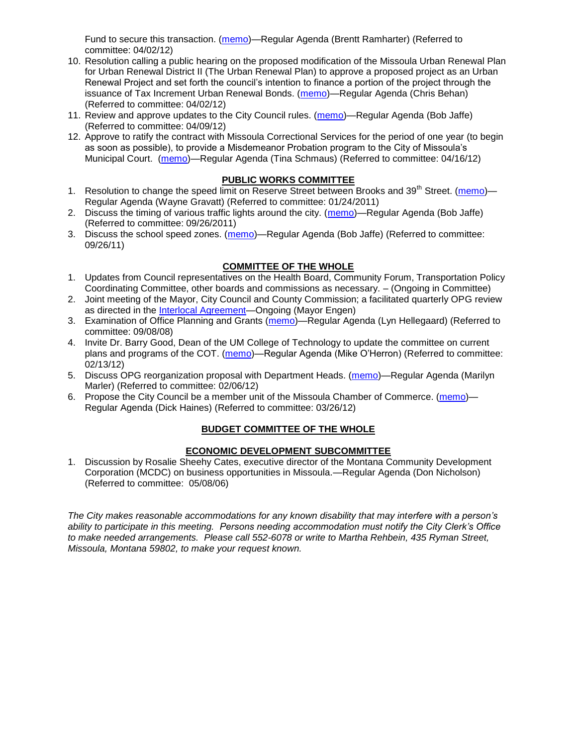Fund to secure this transaction. (memo)—Regular Agenda (Brentt Ramharter) (Referred to committee: 04/02/12)

10. Resolution calling a public hearing on the proposed modification of the Missoula Urban Renewal Plan for Urban Renewal District II (The Urban Renewal Plan) to approve a proposed project as an Urban Renewal Project and set forth the council's intention to finance a portion of the project through the issuance of Tax Increment Urban Renewal Bonds. (memo)—Regular Agenda (Chris Behan) (Referred to committee: 04/02/12)
11. Review and approve updates to the City Council rules. (memo)—Regular Agenda (Bob Jaffe) (Referred to committee: 04/09/12)
12. Approve to ratify the contract with Missoula Correctional Services for the period of one year (to begin as soon as possible), to provide a Misdemeanor Probation program to the City of Missoula's Municipal Court. (memo)—Regular Agenda (Tina Schmaus) (Referred to committee: 04/16/12)

## PUBLIC WORKS COMMITTEE

1. Resolution to change the speed limit on Reserve Street between Brooks and 39th Street. (memo)—Regular Agenda (Wayne Gravatt) (Referred to committee: 01/24/2011)
2. Discuss the timing of various traffic lights around the city. (memo)—Regular Agenda (Bob Jaffe) (Referred to committee: 09/26/2011)
3. Discuss the school speed zones. (memo)—Regular Agenda (Bob Jaffe) (Referred to committee: 09/26/11)

## COMMITTEE OF THE WHOLE

1. Updates from Council representatives on the Health Board, Community Forum, Transportation Policy Coordinating Committee, other boards and commissions as necessary. – (Ongoing in Committee)
2. Joint meeting of the Mayor, City Council and County Commission; a facilitated quarterly OPG review as directed in the Interlocal Agreement—Ongoing (Mayor Engen)
3. Examination of Office Planning and Grants (memo)—Regular Agenda (Lyn Hellegaard) (Referred to committee: 09/08/08)
4. Invite Dr. Barry Good, Dean of the UM College of Technology to update the committee on current plans and programs of the COT. (memo)—Regular Agenda (Mike O'Herron) (Referred to committee: 02/13/12)
5. Discuss OPG reorganization proposal with Department Heads. (memo)—Regular Agenda (Marilyn Marler) (Referred to committee: 02/06/12)
6. Propose the City Council be a member unit of the Missoula Chamber of Commerce. (memo)—Regular Agenda (Dick Haines) (Referred to committee: 03/26/12)

## BUDGET COMMITTEE OF THE WHOLE

## ECONOMIC DEVELOPMENT SUBCOMMITTEE

1. Discussion by Rosalie Sheehy Cates, executive director of the Montana Community Development Corporation (MCDC) on business opportunities in Missoula.—Regular Agenda (Don Nicholson) (Referred to committee: 05/08/06)

*The City makes reasonable accommodations for any known disability that may interfere with a person's ability to participate in this meeting. Persons needing accommodation must notify the City Clerk's Office to make needed arrangements. Please call 552-6078 or write to Martha Rehbein, 435 Ryman Street, Missoula, Montana 59802, to make your request known.*